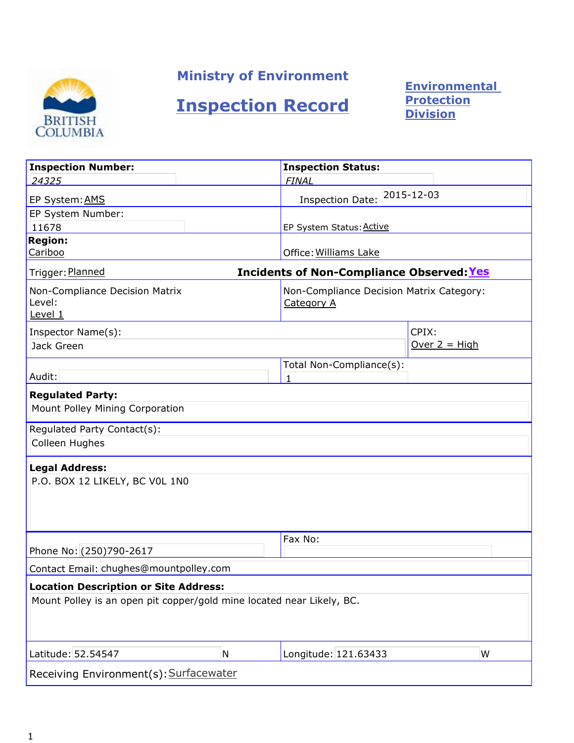# Ministry of Environment

# Inspection Record

**Environmental Protection Division**

| | |
|---|---|
| **Inspection Number:** 24325 | **Inspection Status:** FINAL |
| EP System: AMS | Inspection Date: 2015-12-03 |
| EP System Number: 11678 | EP System Status: Active |
| **Region:** Cariboo | Office: Williams Lake |
| Trigger: Planned | **Incidents of Non-Compliance Observed: Yes** |
| Non-Compliance Decision Matrix Level: Level 1 | Non-Compliance Decision Matrix Category: Category A |
| Inspector Name(s): Jack Green | CPIX: Over 2 = High |
| Audit: | Total Non-Compliance(s): 1 |

**Regulated Party:**
Mount Polley Mining Corporation

Regulated Party Contact(s):
Colleen Hughes

**Legal Address:**
P.O. BOX 12 LIKELY, BC V0L 1N0

| | |
|---|---|
| Phone No: (250)790-2617 | Fax No: |

Contact Email: chughes@mountpolley.com

**Location Description or Site Address:**
Mount Polley is an open pit copper/gold mine located near Likely, BC.

| | |
|---|---|
| Latitude: 52.54547 N | Longitude: 121.63433 W |

Receiving Environment(s): Surfacewater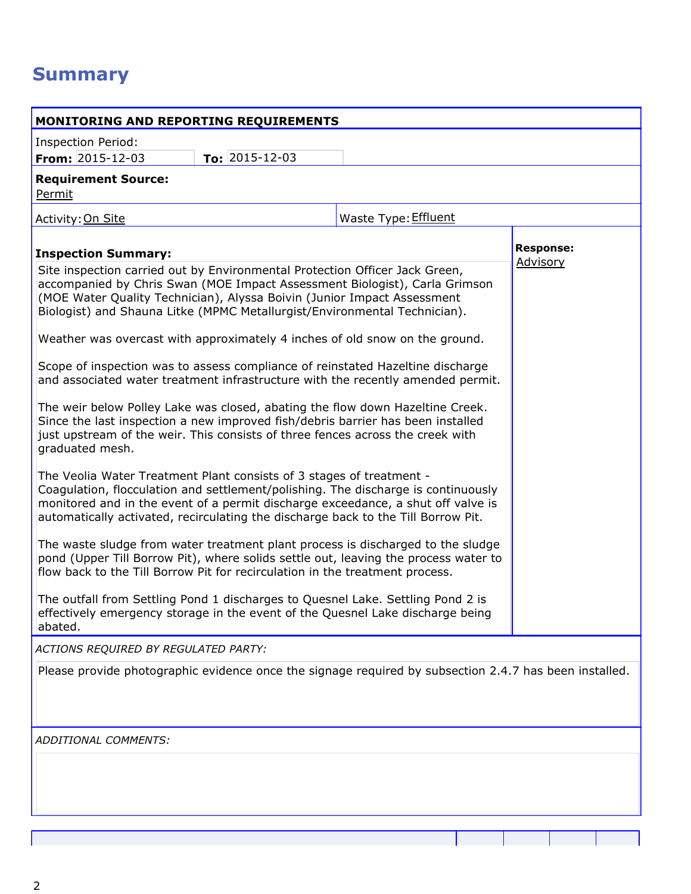# Summary

## MONITORING AND REPORTING REQUIREMENTS

Inspection Period:

**From:** 2015-12-03 **To:** 2015-12-03

**Requirement Source:**
Permit

Activity: On Site

Waste Type: Effluent

**Inspection Summary:**

Site inspection carried out by Environmental Protection Officer Jack Green, accompanied by Chris Swan (MOE Impact Assessment Biologist), Carla Grimson (MOE Water Quality Technician), Alyssa Boivin (Junior Impact Assessment Biologist) and Shauna Litke (MPMC Metallurgist/Environmental Technician).

Weather was overcast with approximately 4 inches of old snow on the ground.

Scope of inspection was to assess compliance of reinstated Hazeltine discharge and associated water treatment infrastructure with the recently amended permit.

The weir below Polley Lake was closed, abating the flow down Hazeltine Creek. Since the last inspection a new improved fish/debris barrier has been installed just upstream of the weir. This consists of three fences across the creek with graduated mesh.

The Veolia Water Treatment Plant consists of 3 stages of treatment - Coagulation, flocculation and settlement/polishing. The discharge is continuously monitored and in the event of a permit discharge exceedance, a shut off valve is automatically activated, recirculating the discharge back to the Till Borrow Pit.

The waste sludge from water treatment plant process is discharged to the sludge pond (Upper Till Borrow Pit), where solids settle out, leaving the process water to flow back to the Till Borrow Pit for recirculation in the treatment process.

The outfall from Settling Pond 1 discharges to Quesnel Lake. Settling Pond 2 is effectively emergency storage in the event of the Quesnel Lake discharge being abated.

**Response:**
Advisory

*ACTIONS REQUIRED BY REGULATED PARTY:*

Please provide photographic evidence once the signage required by subsection 2.4.7 has been installed.

*ADDITIONAL COMMENTS:*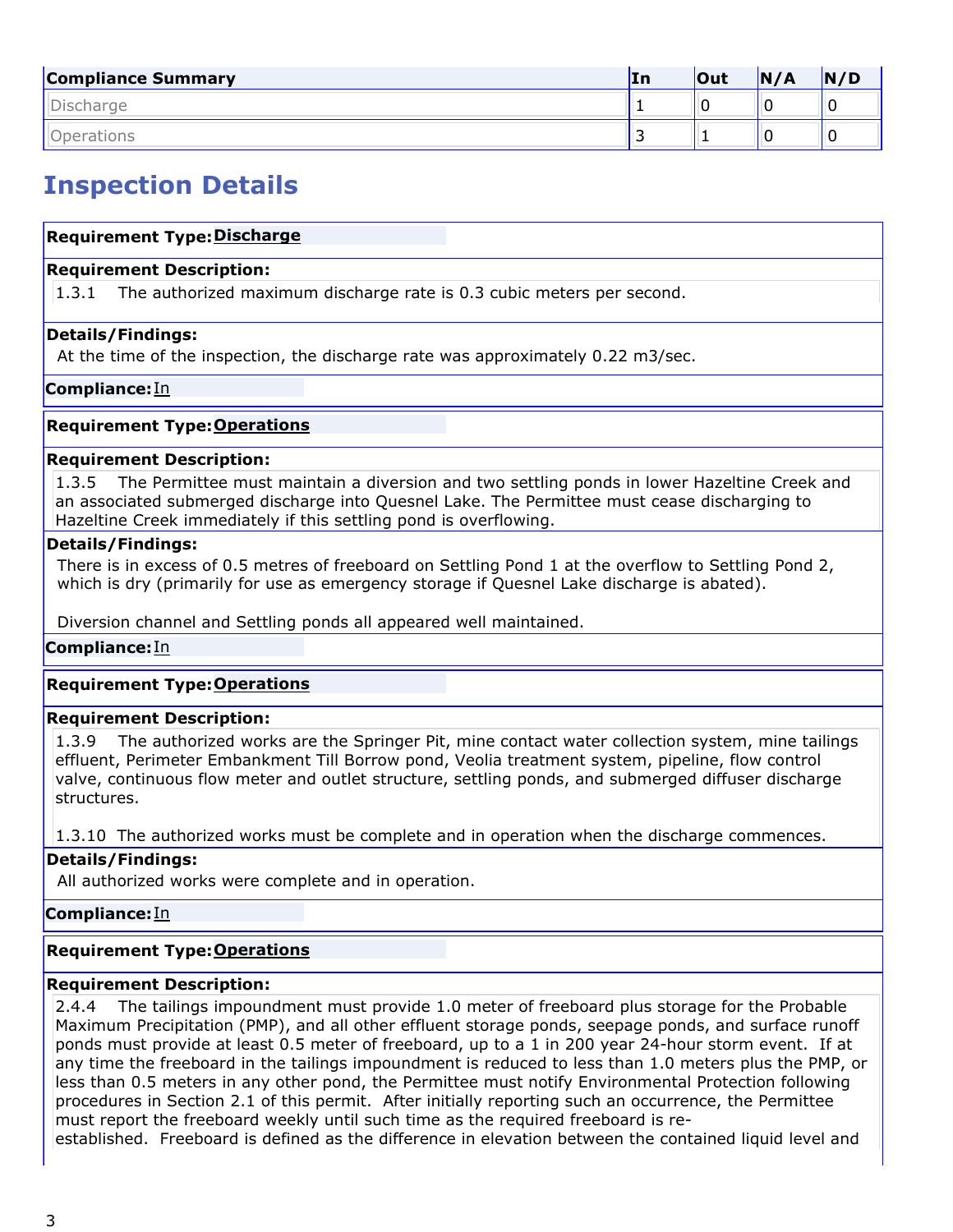| Compliance Summary | In | Out | N/A | N/D |
|---|---|---|---|---|
| Discharge | 1 | 0 | 0 | 0 |
| Operations | 3 | 1 | 0 | 0 |

## Inspection Details

**Requirement Type:** Discharge

**Requirement Description:**

1.3.1 The authorized maximum discharge rate is 0.3 cubic meters per second.

**Details/Findings:**

At the time of the inspection, the discharge rate was approximately 0.22 m3/sec.

**Compliance:** In

---

**Requirement Type:** Operations

**Requirement Description:**

1.3.5 The Permittee must maintain a diversion and two settling ponds in lower Hazeltine Creek and an associated submerged discharge into Quesnel Lake. The Permittee must cease discharging to Hazeltine Creek immediately if this settling pond is overflowing.

**Details/Findings:**

There is in excess of 0.5 metres of freeboard on Settling Pond 1 at the overflow to Settling Pond 2, which is dry (primarily for use as emergency storage if Quesnel Lake discharge is abated).

Diversion channel and Settling ponds all appeared well maintained.

**Compliance:** In

---

**Requirement Type:** Operations

**Requirement Description:**

1.3.9 The authorized works are the Springer Pit, mine contact water collection system, mine tailings effluent, Perimeter Embankment Till Borrow pond, Veolia treatment system, pipeline, flow control valve, continuous flow meter and outlet structure, settling ponds, and submerged diffuser discharge structures.

1.3.10 The authorized works must be complete and in operation when the discharge commences.

**Details/Findings:**

All authorized works were complete and in operation.

**Compliance:** In

---

**Requirement Type:** Operations

**Requirement Description:**

2.4.4 The tailings impoundment must provide 1.0 meter of freeboard plus storage for the Probable Maximum Precipitation (PMP), and all other effluent storage ponds, seepage ponds, and surface runoff ponds must provide at least 0.5 meter of freeboard, up to a 1 in 200 year 24-hour storm event. If at any time the freeboard in the tailings impoundment is reduced to less than 1.0 meters plus the PMP, or less than 0.5 meters in any other pond, the Permittee must notify Environmental Protection following procedures in Section 2.1 of this permit. After initially reporting such an occurrence, the Permittee must report the freeboard weekly until such time as the required freeboard is re-established. Freeboard is defined as the difference in elevation between the contained liquid level and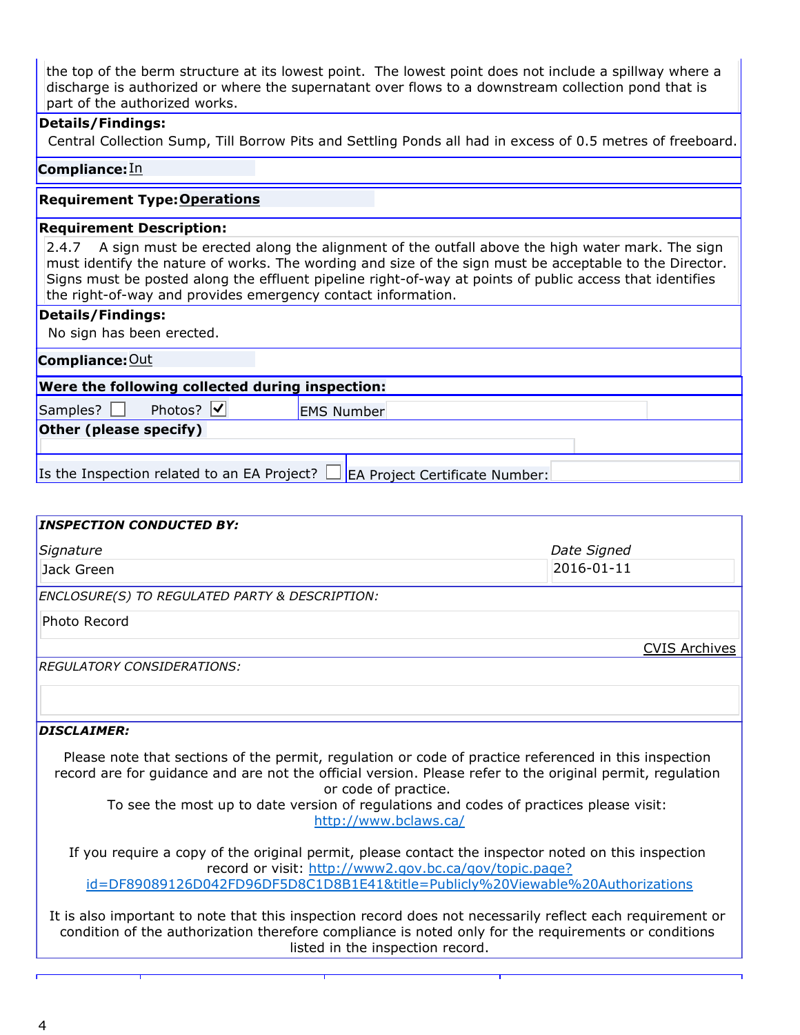the top of the berm structure at its lowest point. The lowest point does not include a spillway where a discharge is authorized or where the supernatant over flows to a downstream collection pond that is part of the authorized works.

**Details/Findings:**

Central Collection Sump, Till Borrow Pits and Settling Ponds all had in excess of 0.5 metres of freeboard.

**Compliance:** In

**Requirement Type:** **Operations**

**Requirement Description:**

2.4.7 A sign must be erected along the alignment of the outfall above the high water mark. The sign must identify the nature of works. The wording and size of the sign must be acceptable to the Director. Signs must be posted along the effluent pipeline right-of-way at points of public access that identifies the right-of-way and provides emergency contact information.

**Details/Findings:**

No sign has been erected.

**Compliance:** Out

**Were the following collected during inspection:**

Samples? ☐ Photos? ☑ EMS Number

**Other (please specify)**

Is the Inspection related to an EA Project? ☐ EA Project Certificate Number:

***INSPECTION CONDUCTED BY:***

| *Signature* | *Date Signed* |
|---|---|
| Jack Green | 2016-01-11 |

*ENCLOSURE(S) TO REGULATED PARTY & DESCRIPTION:*

Photo Record

CVIS Archives

*REGULATORY CONSIDERATIONS:*

***DISCLAIMER:***

Please note that sections of the permit, regulation or code of practice referenced in this inspection record are for guidance and are not the official version. Please refer to the original permit, regulation or code of practice.
To see the most up to date version of regulations and codes of practices please visit:
http://www.bclaws.ca/

If you require a copy of the original permit, please contact the inspector noted on this inspection record or visit: http://www2.gov.bc.ca/gov/topic.page?id=DF89089126D042FD96DF5D8C1D8B1E41&title=Publicly%20Viewable%20Authorizations

It is also important to note that this inspection record does not necessarily reflect each requirement or condition of the authorization therefore compliance is noted only for the requirements or conditions listed in the inspection record.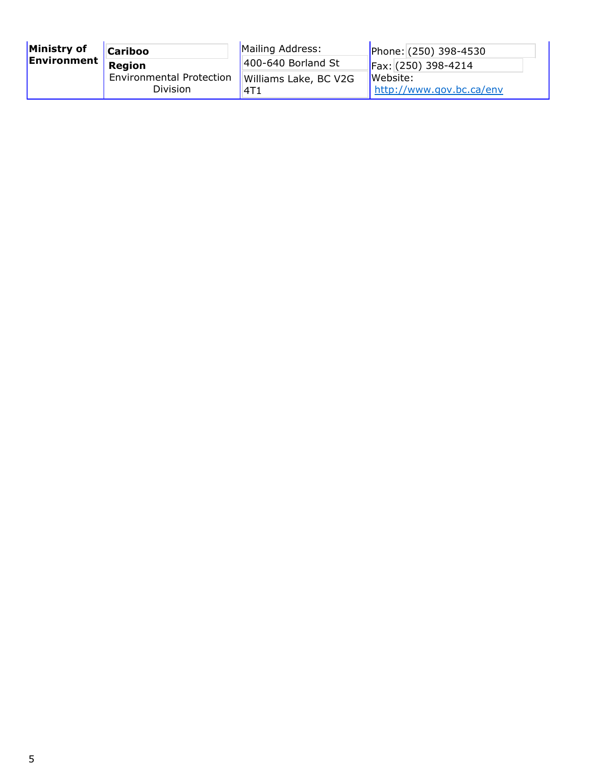| | | | |
|---|---|---|---|
| **Ministry of Environment** | **Cariboo Region** Environmental Protection Division | Mailing Address: 400-640 Borland St Williams Lake, BC V2G 4T1 | Phone: (250) 398-4530 Fax: (250) 398-4214 Website: http://www.gov.bc.ca/env |